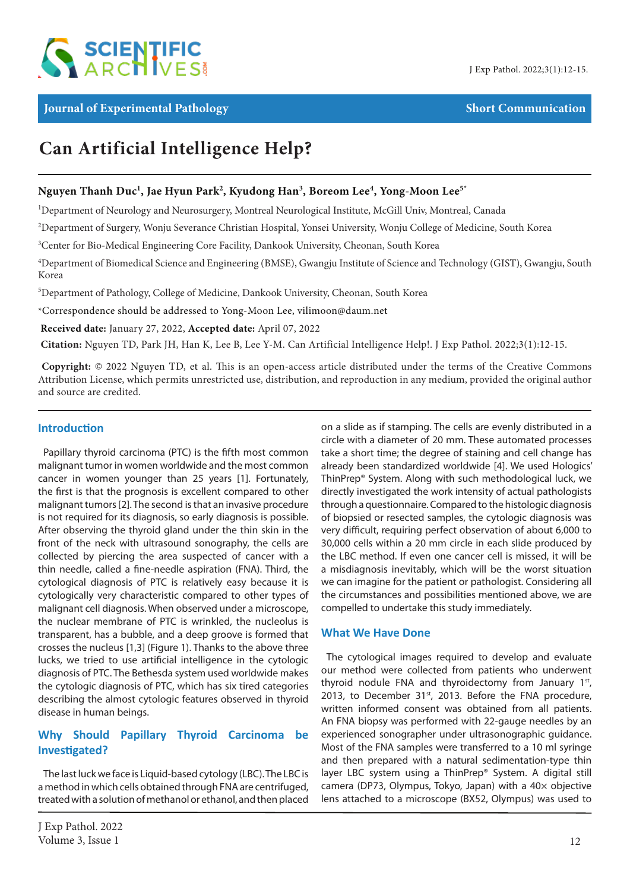Journal of Experimental Pathology

Short Communication

# Can Artificial Intelligence Help?

**Nguyen Thanh Duc[1], Jae Hyun Park[2], Kyudong Han[3], Boreom Lee[4], Yong-Moon Lee[5*]**

[1]Department of Neurology and Neurosurgery, Montreal Neurological Institute, McGill Univ, Montreal, Canada

[2]Department of Surgery, Wonju Severance Christian Hospital, Yonsei University, Wonju College of Medicine, South Korea

[3]Center for Bio-Medical Engineering Core Facility, Dankook University, Cheonan, South Korea

[4]Department of Biomedical Science and Engineering (BMSE), Gwangju Institute of Science and Technology (GIST), Gwangju, South Korea

[5]Department of Pathology, College of Medicine, Dankook University, Cheonan, South Korea

*Correspondence should be addressed to Yong-Moon Lee, vilimoon@daum.net

**Received date:** January 27, 2022, **Accepted date:** April 07, 2022

**Citation:** Nguyen TD, Park JH, Han K, Lee B, Lee Y-M. Can Artificial Intelligence Help!. J Exp Pathol. 2022;3(1):12-15.

**Copyright:** © 2022 Nguyen TD, et al. This is an open-access article distributed under the terms of the Creative Commons Attribution License, which permits unrestricted use, distribution, and reproduction in any medium, provided the original author and source are credited.

## Introduction

Papillary thyroid carcinoma (PTC) is the fifth most common malignant tumor in women worldwide and the most common cancer in women younger than 25 years [1]. Fortunately, the first is that the prognosis is excellent compared to other malignant tumors [2]. The second is that an invasive procedure is not required for its diagnosis, so early diagnosis is possible. After observing the thyroid gland under the thin skin in the front of the neck with ultrasound sonography, the cells are collected by piercing the area suspected of cancer with a thin needle, called a fine-needle aspiration (FNA). Third, the cytological diagnosis of PTC is relatively easy because it is cytologically very characteristic compared to other types of malignant cell diagnosis. When observed under a microscope, the nuclear membrane of PTC is wrinkled, the nucleolus is transparent, has a bubble, and a deep groove is formed that crosses the nucleus [1,3] (Figure 1). Thanks to the above three lucks, we tried to use artificial intelligence in the cytologic diagnosis of PTC. The Bethesda system used worldwide makes the cytologic diagnosis of PTC, which has six tired categories describing the almost cytologic features observed in thyroid disease in human beings.

## Why Should Papillary Thyroid Carcinoma be Investigated?

The last luck we face is Liquid-based cytology (LBC). The LBC is a method in which cells obtained through FNA are centrifuged, treated with a solution of methanol or ethanol, and then placed on a slide as if stamping. The cells are evenly distributed in a circle with a diameter of 20 mm. These automated processes take a short time; the degree of staining and cell change has already been standardized worldwide [4]. We used Hologics' ThinPrep® System. Along with such methodological luck, we directly investigated the work intensity of actual pathologists through a questionnaire. Compared to the histologic diagnosis of biopsied or resected samples, the cytologic diagnosis was very difficult, requiring perfect observation of about 6,000 to 30,000 cells within a 20 mm circle in each slide produced by the LBC method. If even one cancer cell is missed, it will be a misdiagnosis inevitably, which will be the worst situation we can imagine for the patient or pathologist. Considering all the circumstances and possibilities mentioned above, we are compelled to undertake this study immediately.

## What We Have Done

The cytological images required to develop and evaluate our method were collected from patients who underwent thyroid nodule FNA and thyroidectomy from January 1st, 2013, to December 31st, 2013. Before the FNA procedure, written informed consent was obtained from all patients. An FNA biopsy was performed with 22-gauge needles by an experienced sonographer under ultrasonographic guidance. Most of the FNA samples were transferred to a 10 ml syringe and then prepared with a natural sedimentation-type thin layer LBC system using a ThinPrep® System. A digital still camera (DP73, Olympus, Tokyo, Japan) with a 40× objective lens attached to a microscope (BX52, Olympus) was used to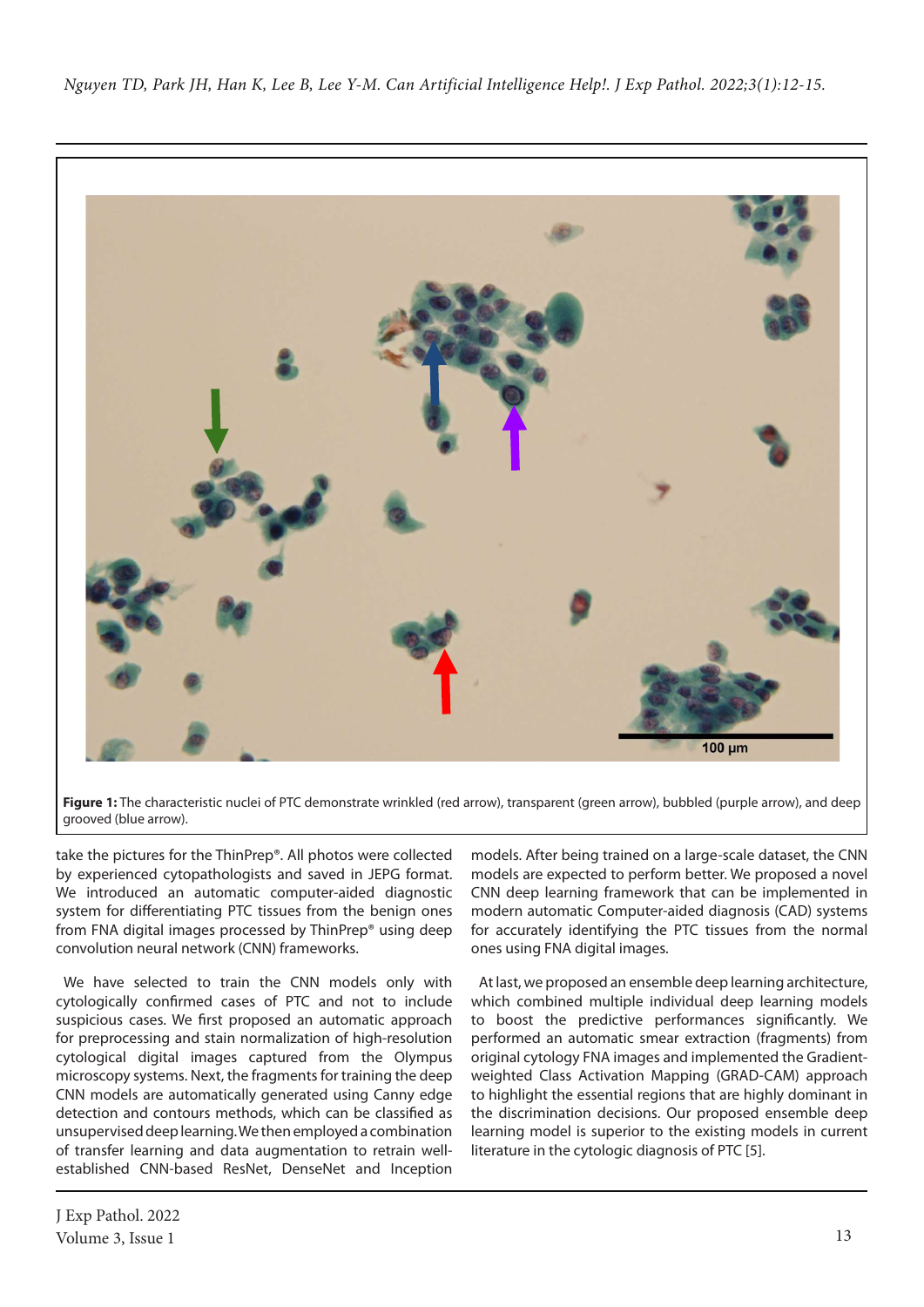Figure 1: The characteristic nuclei of PTC demonstrate wrinkled (red arrow), transparent (green arrow), bubbled (purple arrow), and deep grooved (blue arrow).

take the pictures for the ThinPrep®. All photos were collected by experienced cytopathologists and saved in JEPG format. We introduced an automatic computer-aided diagnostic system for differentiating PTC tissues from the benign ones from FNA digital images processed by ThinPrep® using deep convolution neural network (CNN) frameworks.

We have selected to train the CNN models only with cytologically confirmed cases of PTC and not to include suspicious cases. We first proposed an automatic approach for preprocessing and stain normalization of high-resolution cytological digital images captured from the Olympus microscopy systems. Next, the fragments for training the deep CNN models are automatically generated using Canny edge detection and contours methods, which can be classified as unsupervised deep learning. We then employed a combination of transfer learning and data augmentation to retrain well-established CNN-based ResNet, DenseNet and Inception models. After being trained on a large-scale dataset, the CNN models are expected to perform better. We proposed a novel CNN deep learning framework that can be implemented in modern automatic Computer-aided diagnosis (CAD) systems for accurately identifying the PTC tissues from the normal ones using FNA digital images.

At last, we proposed an ensemble deep learning architecture, which combined multiple individual deep learning models to boost the predictive performances significantly. We performed an automatic smear extraction (fragments) from original cytology FNA images and implemented the Gradient-weighted Class Activation Mapping (GRAD-CAM) approach to highlight the essential regions that are highly dominant in the discrimination decisions. Our proposed ensemble deep learning model is superior to the existing models in current literature in the cytologic diagnosis of PTC [5].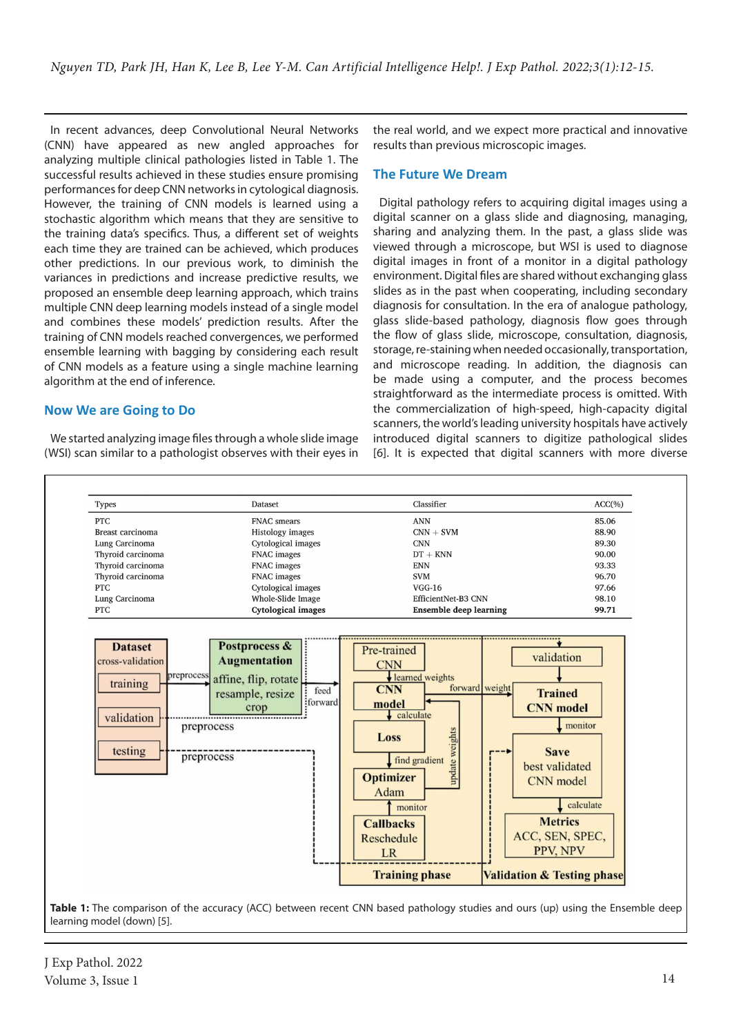In recent advances, deep Convolutional Neural Networks (CNN) have appeared as new angled approaches for analyzing multiple clinical pathologies listed in Table 1. The successful results achieved in these studies ensure promising performances for deep CNN networks in cytological diagnosis. However, the training of CNN models is learned using a stochastic algorithm which means that they are sensitive to the training data's specifics. Thus, a different set of weights each time they are trained can be achieved, which produces other predictions. In our previous work, to diminish the variances in predictions and increase predictive results, we proposed an ensemble deep learning approach, which trains multiple CNN deep learning models instead of a single model and combines these models' prediction results. After the training of CNN models reached convergences, we performed ensemble learning with bagging by considering each result of CNN models as a feature using a single machine learning algorithm at the end of inference.

## Now We are Going to Do

We started analyzing image files through a whole slide image (WSI) scan similar to a pathologist observes with their eyes in the real world, and we expect more practical and innovative results than previous microscopic images.

## The Future We Dream

Digital pathology refers to acquiring digital images using a digital scanner on a glass slide and diagnosing, managing, sharing and analyzing them. In the past, a glass slide was viewed through a microscope, but WSI is used to diagnose digital images in front of a monitor in a digital pathology environment. Digital files are shared without exchanging glass slides as in the past when cooperating, including secondary diagnosis for consultation. In the era of analogue pathology, glass slide-based pathology, diagnosis flow goes through the flow of glass slide, microscope, consultation, diagnosis, storage, re-staining when needed occasionally, transportation, and microscope reading. In addition, the diagnosis can be made using a computer, and the process becomes straightforward as the intermediate process is omitted. With the commercialization of high-speed, high-capacity digital scanners, the world's leading university hospitals have actively introduced digital scanners to digitize pathological slides [6]. It is expected that digital scanners with more diverse

| Types | Dataset | Classifier | ACC(%) |
|---|---|---|---|
| PTC | FNAC smears | ANN | 85.06 |
| Breast carcinoma | Histology images | CNN + SVM | 88.90 |
| Lung Carcinoma | Cytological images | CNN | 89.30 |
| Thyroid carcinoma | FNAC images | DT + KNN | 90.00 |
| Thyroid carcinoma | FNAC images | ENN | 93.33 |
| Thyroid carcinoma | FNAC images | SVM | 96.70 |
| PTC | Cytological images | VGG-16 | 97.66 |
| Lung Carcinoma | Whole-Slide Image | EfficientNet-B3 CNN | 98.10 |
| PTC | **Cytological images** | **Ensemble deep learning** | **99.71** |

**Table 1:** The comparison of the accuracy (ACC) between recent CNN based pathology studies and ours (up) using the Ensemble deep learning model (down) [5].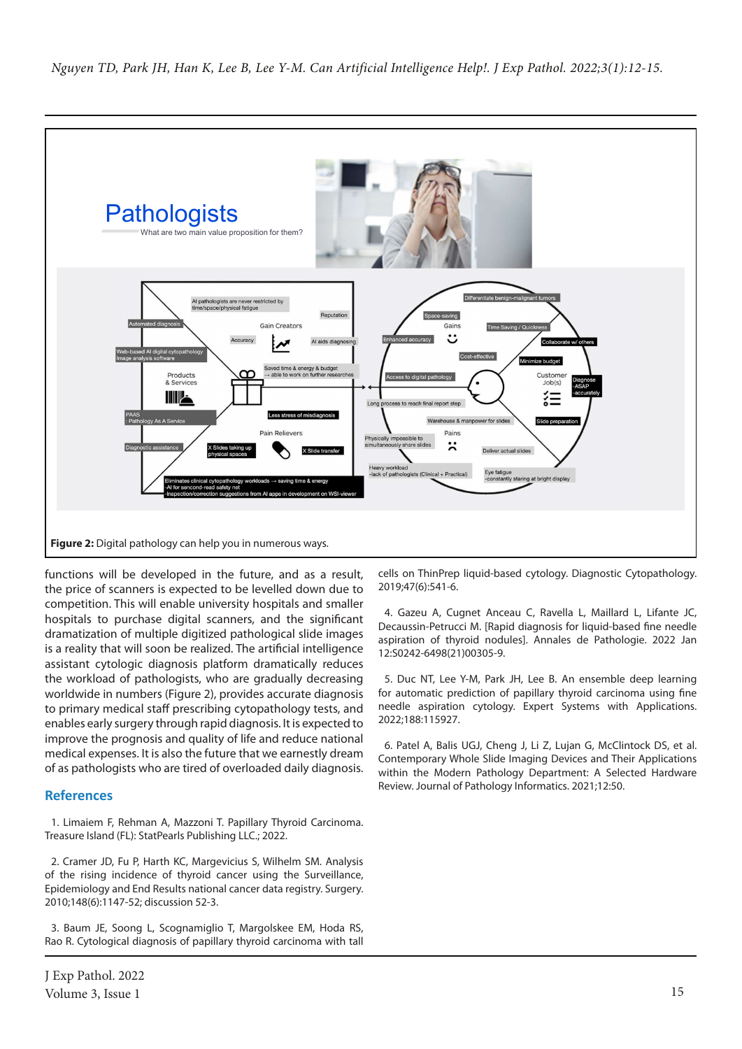Pathologists

What are two main value proposition for them?

AI pathologists are never restricted by time/space/physical fatigue

Reputation

Automated diagnosis

Gain Creators

Accuracy

AI aids diagnosing

Web-based AI digital cytopathology Image analysis software

Saved time & energy & budget → able to work on further researches

Products & Services

PAAS - Pathology As A Service

Less stress of misdiagnosis

Pain Relievers

Diagnostic assistance

X Slides taking up physical spaces

X Slide transfer

Eliminates clinical cytopathology workloads → saving time & energy -AI for sencond-read safety net -Inspection/correction suggestions from AI apps in development on WSI-viewer

Differentiate benign-malignant tumors

Space-saving

Gains

Time Saving / Quickness

Enhanced accuracy

Collaborate w/ others

Cost-effective

Minimize budget

Access to digital pathology

Customer Job(s)

Diagnose -ASAP -accurately

Long process to reach final report step

Warehouse & manpower for slides

Slide preparation

Physically impossible to simultaneously share slides

Pains

Deliver actual slides

Heavy workload -lack of pathologists (Clinical + Practical)

Eye fatigue -constantly staring at bright display

**Figure 2:** Digital pathology can help you in numerous ways.

functions will be developed in the future, and as a result, the price of scanners is expected to be levelled down due to competition. This will enable university hospitals and smaller hospitals to purchase digital scanners, and the significant dramatization of multiple digitized pathological slide images is a reality that will soon be realized. The artificial intelligence assistant cytologic diagnosis platform dramatically reduces the workload of pathologists, who are gradually decreasing worldwide in numbers (Figure 2), provides accurate diagnosis to primary medical staff prescribing cytopathology tests, and enables early surgery through rapid diagnosis. It is expected to improve the prognosis and quality of life and reduce national medical expenses. It is also the future that we earnestly dream of as pathologists who are tired of overloaded daily diagnosis.

## References

1. Limaiem F, Rehman A, Mazzoni T. Papillary Thyroid Carcinoma. Treasure Island (FL): StatPearls Publishing LLC.; 2022.

2. Cramer JD, Fu P, Harth KC, Margevicius S, Wilhelm SM. Analysis of the rising incidence of thyroid cancer using the Surveillance, Epidemiology and End Results national cancer data registry. Surgery. 2010;148(6):1147-52; discussion 52-3.

3. Baum JE, Soong L, Scognamiglio T, Margolskee EM, Hoda RS, Rao R. Cytological diagnosis of papillary thyroid carcinoma with tall cells on ThinPrep liquid-based cytology. Diagnostic Cytopathology. 2019;47(6):541-6.

4. Gazeu A, Cugnet Anceau C, Ravella L, Maillard L, Lifante JC, Decaussin-Petrucci M. [Rapid diagnosis for liquid-based fine needle aspiration of thyroid nodules]. Annales de Pathologie. 2022 Jan 12:S0242-6498(21)00305-9.

5. Duc NT, Lee Y-M, Park JH, Lee B. An ensemble deep learning for automatic prediction of papillary thyroid carcinoma using fine needle aspiration cytology. Expert Systems with Applications. 2022;188:115927.

6. Patel A, Balis UGJ, Cheng J, Li Z, Lujan G, McClintock DS, et al. Contemporary Whole Slide Imaging Devices and Their Applications within the Modern Pathology Department: A Selected Hardware Review. Journal of Pathology Informatics. 2021;12:50.